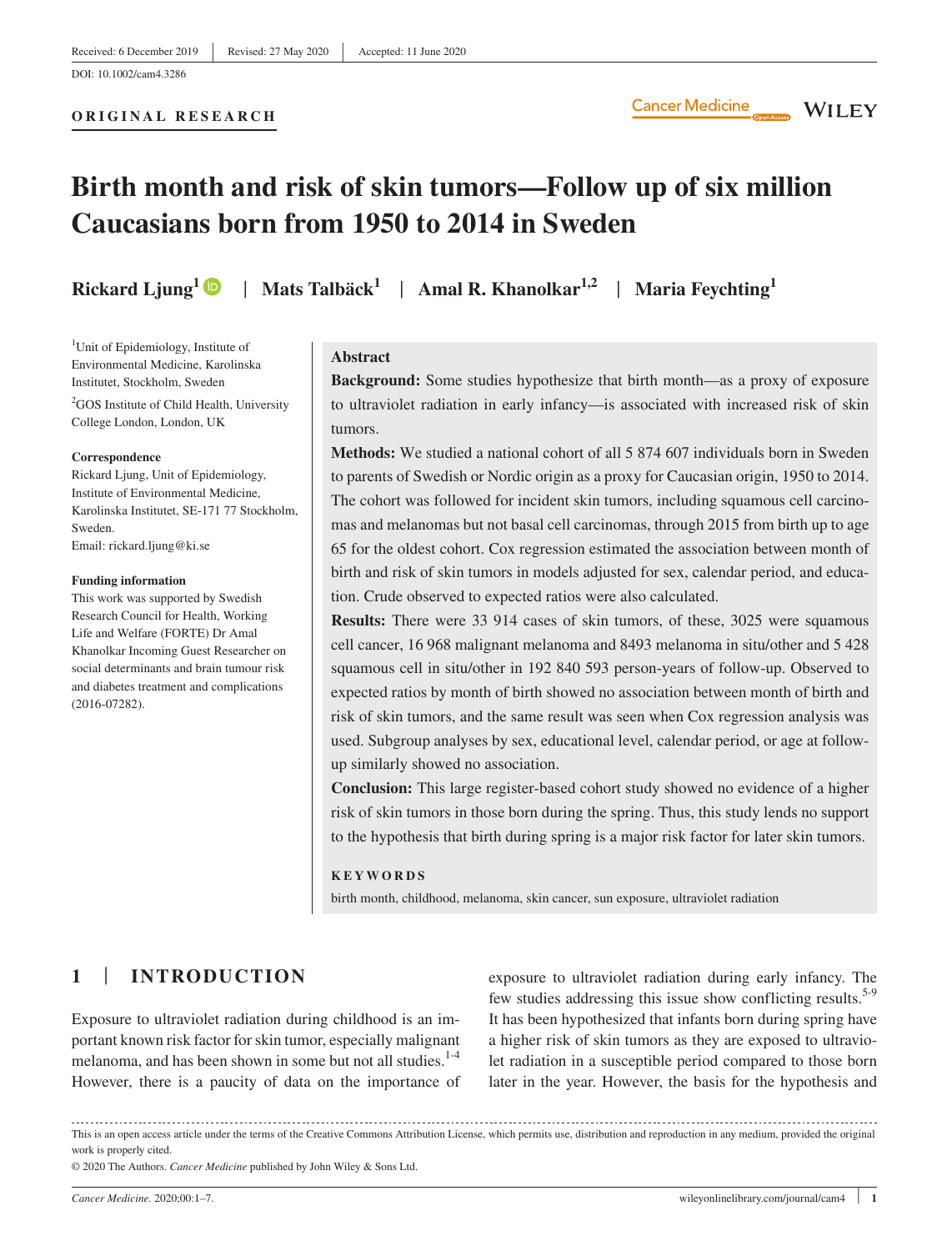Received: 6 December 2019 | Revised: 27 May 2020 | Accepted: 11 June 2020

DOI: 10.1002/cam4.3286

ORIGINAL RESEARCH

# Birth month and risk of skin tumors—Follow up of six million Caucasians born from 1950 to 2014 in Sweden

**Rickard Ljung**[1] | **Mats Talbäck**[1] | **Amal R. Khanolkar**[1,2] | **Maria Feychting**[1]

[1]Unit of Epidemiology, Institute of Environmental Medicine, Karolinska Institutet, Stockholm, Sweden

[2]GOS Institute of Child Health, University College London, London, UK

**Correspondence**

Rickard Ljung, Unit of Epidemiology, Institute of Environmental Medicine, Karolinska Institutet, SE-171 77 Stockholm, Sweden.
Email: rickard.ljung@ki.se

**Funding information**

This work was supported by Swedish Research Council for Health, Working Life and Welfare (FORTE) Dr Amal Khanolkar Incoming Guest Researcher on social determinants and brain tumour risk and diabetes treatment and complications (2016-07282).

## Abstract

**Background:** Some studies hypothesize that birth month—as a proxy of exposure to ultraviolet radiation in early infancy—is associated with increased risk of skin tumors.

**Methods:** We studied a national cohort of all 5 874 607 individuals born in Sweden to parents of Swedish or Nordic origin as a proxy for Caucasian origin, 1950 to 2014. The cohort was followed for incident skin tumors, including squamous cell carcinomas and melanomas but not basal cell carcinomas, through 2015 from birth up to age 65 for the oldest cohort. Cox regression estimated the association between month of birth and risk of skin tumors in models adjusted for sex, calendar period, and education. Crude observed to expected ratios were also calculated.

**Results:** There were 33 914 cases of skin tumors, of these, 3025 were squamous cell cancer, 16 968 malignant melanoma and 8493 melanoma in situ/other and 5 428 squamous cell in situ/other in 192 840 593 person-years of follow-up. Observed to expected ratios by month of birth showed no association between month of birth and risk of skin tumors, and the same result was seen when Cox regression analysis was used. Subgroup analyses by sex, educational level, calendar period, or age at follow-up similarly showed no association.

**Conclusion:** This large register-based cohort study showed no evidence of a higher risk of skin tumors in those born during the spring. Thus, this study lends no support to the hypothesis that birth during spring is a major risk factor for later skin tumors.

**KEYWORDS**

birth month, childhood, melanoma, skin cancer, sun exposure, ultraviolet radiation

## 1 | INTRODUCTION

Exposure to ultraviolet radiation during childhood is an important known risk factor for skin tumor, especially malignant melanoma, and has been shown in some but not all studies.[1-4] However, there is a paucity of data on the importance of exposure to ultraviolet radiation during early infancy. The few studies addressing this issue show conflicting results.[5-9] It has been hypothesized that infants born during spring have a higher risk of skin tumors as they are exposed to ultraviolet radiation in a susceptible period compared to those born later in the year. However, the basis for the hypothesis and

This is an open access article under the terms of the Creative Commons Attribution License, which permits use, distribution and reproduction in any medium, provided the original work is properly cited.

© 2020 The Authors. *Cancer Medicine* published by John Wiley & Sons Ltd.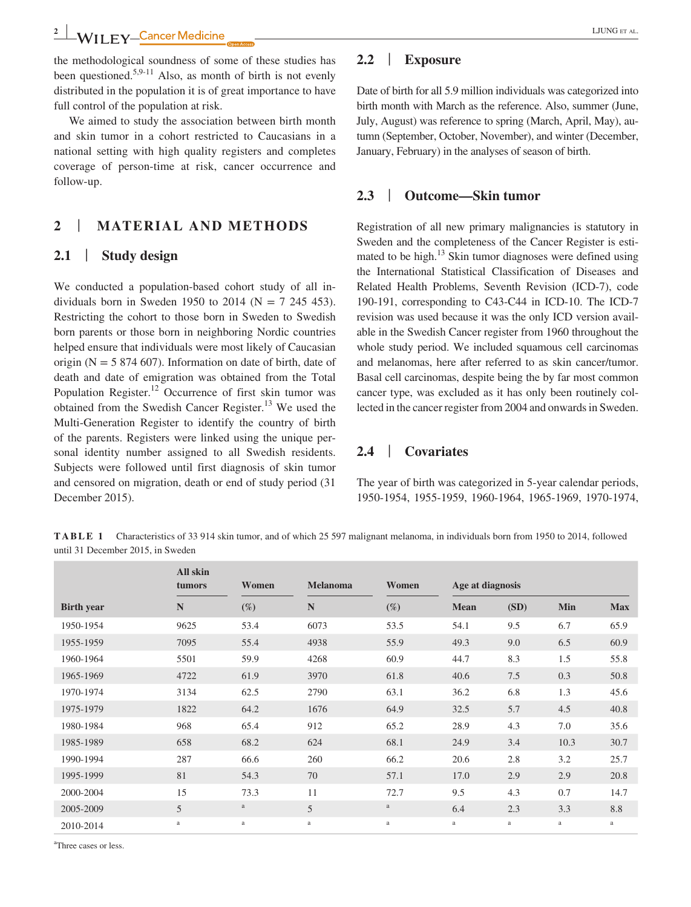the methodological soundness of some of these studies has been questioned.[5,9-11] Also, as month of birth is not evenly distributed in the population it is of great importance to have full control of the population at risk.

We aimed to study the association between birth month and skin tumor in a cohort restricted to Caucasians in a national setting with high quality registers and completes coverage of person-time at risk, cancer occurrence and follow-up.

## 2 | MATERIAL AND METHODS

### 2.1 | Study design

We conducted a population-based cohort study of all individuals born in Sweden 1950 to 2014 (N = 7 245 453). Restricting the cohort to those born in Sweden to Swedish born parents or those born in neighboring Nordic countries helped ensure that individuals were most likely of Caucasian origin (N = 5 874 607). Information on date of birth, date of death and date of emigration was obtained from the Total Population Register.[12] Occurrence of first skin tumor was obtained from the Swedish Cancer Register.[13] We used the Multi-Generation Register to identify the country of birth of the parents. Registers were linked using the unique personal identity number assigned to all Swedish residents. Subjects were followed until first diagnosis of skin tumor and censored on migration, death or end of study period (31 December 2015).

### 2.2 | Exposure

Date of birth for all 5.9 million individuals was categorized into birth month with March as the reference. Also, summer (June, July, August) was reference to spring (March, April, May), autumn (September, October, November), and winter (December, January, February) in the analyses of season of birth.

### 2.3 | Outcome—Skin tumor

Registration of all new primary malignancies is statutory in Sweden and the completeness of the Cancer Register is estimated to be high.[13] Skin tumor diagnoses were defined using the International Statistical Classification of Diseases and Related Health Problems, Seventh Revision (ICD-7), code 190-191, corresponding to C43-C44 in ICD-10. The ICD-7 revision was used because it was the only ICD version available in the Swedish Cancer register from 1960 throughout the whole study period. We included squamous cell carcinomas and melanomas, here after referred to as skin cancer/tumor. Basal cell carcinomas, despite being the by far most common cancer type, was excluded as it has only been routinely collected in the cancer register from 2004 and onwards in Sweden.

### 2.4 | Covariates

The year of birth was categorized in 5-year calendar periods, 1950-1954, 1955-1959, 1960-1964, 1965-1969, 1970-1974,

**TABLE 1** Characteristics of 33 914 skin tumor, and of which 25 597 malignant melanoma, in individuals born from 1950 to 2014, followed until 31 December 2015, in Sweden

| | All skin tumors | Women | Melanoma | Women | Age at diagnosis | | | |
|---|---|---|---|---|---|---|---|---|
| Birth year | N | (%) | N | (%) | Mean | (SD) | Min | Max |
| 1950-1954 | 9625 | 53.4 | 6073 | 53.5 | 54.1 | 9.5 | 6.7 | 65.9 |
| 1955-1959 | 7095 | 55.4 | 4938 | 55.9 | 49.3 | 9.0 | 6.5 | 60.9 |
| 1960-1964 | 5501 | 59.9 | 4268 | 60.9 | 44.7 | 8.3 | 1.5 | 55.8 |
| 1965-1969 | 4722 | 61.9 | 3970 | 61.8 | 40.6 | 7.5 | 0.3 | 50.8 |
| 1970-1974 | 3134 | 62.5 | 2790 | 63.1 | 36.2 | 6.8 | 1.3 | 45.6 |
| 1975-1979 | 1822 | 64.2 | 1676 | 64.9 | 32.5 | 5.7 | 4.5 | 40.8 |
| 1980-1984 | 968 | 65.4 | 912 | 65.2 | 28.9 | 4.3 | 7.0 | 35.6 |
| 1985-1989 | 658 | 68.2 | 624 | 68.1 | 24.9 | 3.4 | 10.3 | 30.7 |
| 1990-1994 | 287 | 66.6 | 260 | 66.2 | 20.6 | 2.8 | 3.2 | 25.7 |
| 1995-1999 | 81 | 54.3 | 70 | 57.1 | 17.0 | 2.9 | 2.9 | 20.8 |
| 2000-2004 | 15 | 73.3 | 11 | 72.7 | 9.5 | 4.3 | 0.7 | 14.7 |
| 2005-2009 | 5 | [a] | 5 | [a] | 6.4 | 2.3 | 3.3 | 8.8 |
| 2010-2014 | [a] | [a] | [a] | [a] | [a] | [a] | [a] | [a] |

[a]Three cases or less.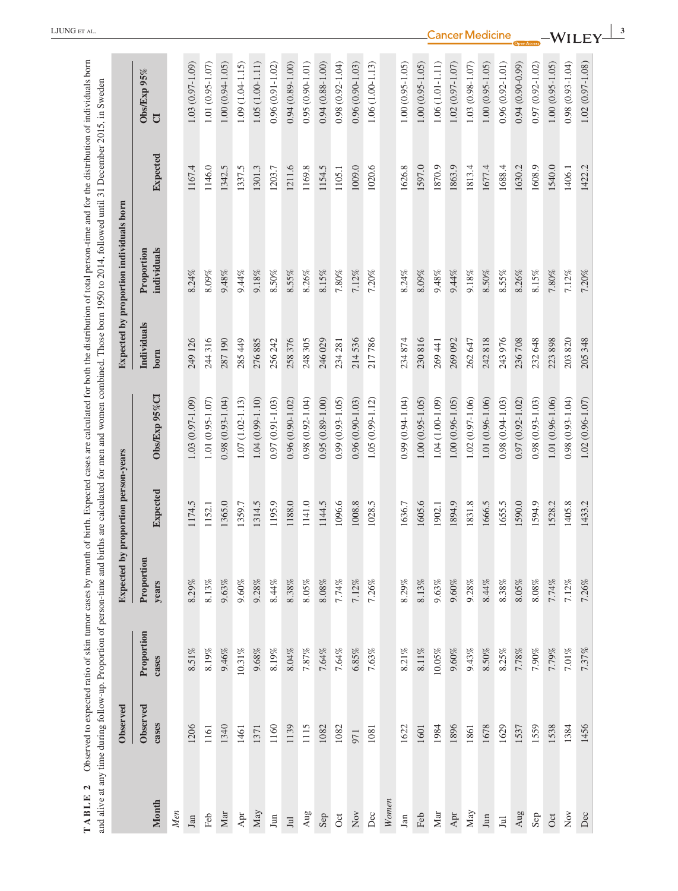**TABLE 2** Observed to expected ratio of skin tumor cases by month of birth. Expected cases are calculated for both the distribution of total person-time and for the distribution of individuals born and alive at any time during follow-up. Proportion of person-time and births are calculated for men and women combined. Those born 1950 to 2014, followed until 31 December 2015, in Sweden

| Month | Observed | | Expected by proportion person-years | | | Expected by proportion individuals born | | | |
|---|---|---|---|---|---|---|---|---|---|
| | Observed cases | Proportion cases | Proportion years | Expected | Obs/Exp 95%CI | Individuals born | Proportion individuals | Expected | Obs/Exp 95% CI |
| *Men* | | | | | | | | | |
| Jan | 1206 | 8.51% | 8.29% | 1174.5 | 1.03 (0.97-1.09) | 249 126 | 8.24% | 1167.4 | 1.03 (0.97-1.09) |
| Feb | 1161 | 8.19% | 8.13% | 1152.1 | 1.01 (0.95-1.07) | 244 316 | 8.09% | 1146.0 | 1.01 (0.95-1.07) |
| Mar | 1340 | 9.46% | 9.63% | 1365.0 | 0.98 (0.93-1.04) | 287 190 | 9.48% | 1342.5 | 1.00 (0.94-1.05) |
| Apr | 1461 | 10.31% | 9.60% | 1359.7 | 1.07 (1.02-1.13) | 285 449 | 9.44% | 1337.5 | 1.09 (1.04-1.15) |
| May | 1371 | 9.68% | 9.28% | 1314.5 | 1.04 (0.99-1.10) | 276 885 | 9.18% | 1301.3 | 1.05 (1.00-1.11) |
| Jun | 1160 | 8.19% | 8.44% | 1195.9 | 0.97 (0.91-1.03) | 256 242 | 8.50% | 1203.7 | 0.96 (0.91-1.02) |
| Jul | 1139 | 8.04% | 8.38% | 1188.0 | 0.96 (0.90-1.02) | 258 376 | 8.55% | 1211.6 | 0.94 (0.89-1.00) |
| Aug | 1115 | 7.87% | 8.05% | 1141.0 | 0.98 (0.92-1.04) | 248 305 | 8.26% | 1169.8 | 0.95 (0.90-1.01) |
| Sep | 1082 | 7.64% | 8.08% | 1144.5 | 0.95 (0.89-1.00) | 246 029 | 8.15% | 1154.5 | 0.94 (0.88-1.00) |
| Oct | 1082 | 7.64% | 7.74% | 1096.6 | 0.99 (0.93-1.05) | 234 281 | 7.80% | 1105.1 | 0.98 (0.92-1.04) |
| Nov | 971 | 6.85% | 7.12% | 1008.8 | 0.96 (0.90-1.03) | 214 536 | 7.12% | 1009.0 | 0.96 (0.90-1.03) |
| Dec | 1081 | 7.63% | 7.26% | 1028.5 | 1.05 (0.99-1.12) | 217 786 | 7.20% | 1020.6 | 1.06 (1.00-1.13) |
| *Women* | | | | | | | | | |
| Jan | 1622 | 8.21% | 8.29% | 1636.7 | 0.99 (0.94-1.04) | 234 874 | 8.24% | 1626.8 | 1.00 (0.95-1.05) |
| Feb | 1601 | 8.11% | 8.13% | 1605.6 | 1.00 (0.95-1.05) | 230 816 | 8.09% | 1597.0 | 1.00 (0.95-1.05) |
| Mar | 1984 | 10.05% | 9.63% | 1902.1 | 1.04 (1.00-1.09) | 269 441 | 9.48% | 1870.9 | 1.06 (1.01-1.11) |
| Apr | 1896 | 9.60% | 9.60% | 1894.9 | 1.00 (0.96-1.05) | 269 092 | 9.44% | 1863.9 | 1.02 (0.97-1.07) |
| May | 1861 | 9.43% | 9.28% | 1831.8 | 1.02 (0.97-1.06) | 262 647 | 9.18% | 1813.4 | 1.03 (0.98-1.07) |
| Jun | 1678 | 8.50% | 8.44% | 1666.5 | 1.01 (0.96-1.06) | 242 818 | 8.50% | 1677.4 | 1.00 (0.95-1.05) |
| Jul | 1629 | 8.25% | 8.38% | 1655.5 | 0.98 (0.94-1.03) | 243 976 | 8.55% | 1688.4 | 0.96 (0.92-1.01) |
| Aug | 1537 | 7.78% | 8.05% | 1590.0 | 0.97 (0.92-1.02) | 236 708 | 8.26% | 1630.2 | 0.94 (0.90-0.99) |
| Sep | 1559 | 7.90% | 8.08% | 1594.9 | 0.98 (0.93-1.03) | 232 648 | 8.15% | 1608.9 | 0.97 (0.92-1.02) |
| Oct | 1538 | 7.79% | 7.74% | 1528.2 | 1.01 (0.96-1.06) | 223 898 | 7.80% | 1540.0 | 1.00 (0.95-1.05) |
| Nov | 1384 | 7.01% | 7.12% | 1405.8 | 0.98 (0.93-1.04) | 203 820 | 7.12% | 1406.1 | 0.98 (0.93-1.04) |
| Dec | 1456 | 7.37% | 7.26% | 1433.2 | 1.02 (0.96-1.07) | 205 348 | 7.20% | 1422.2 | 1.02 (0.97-1.08) |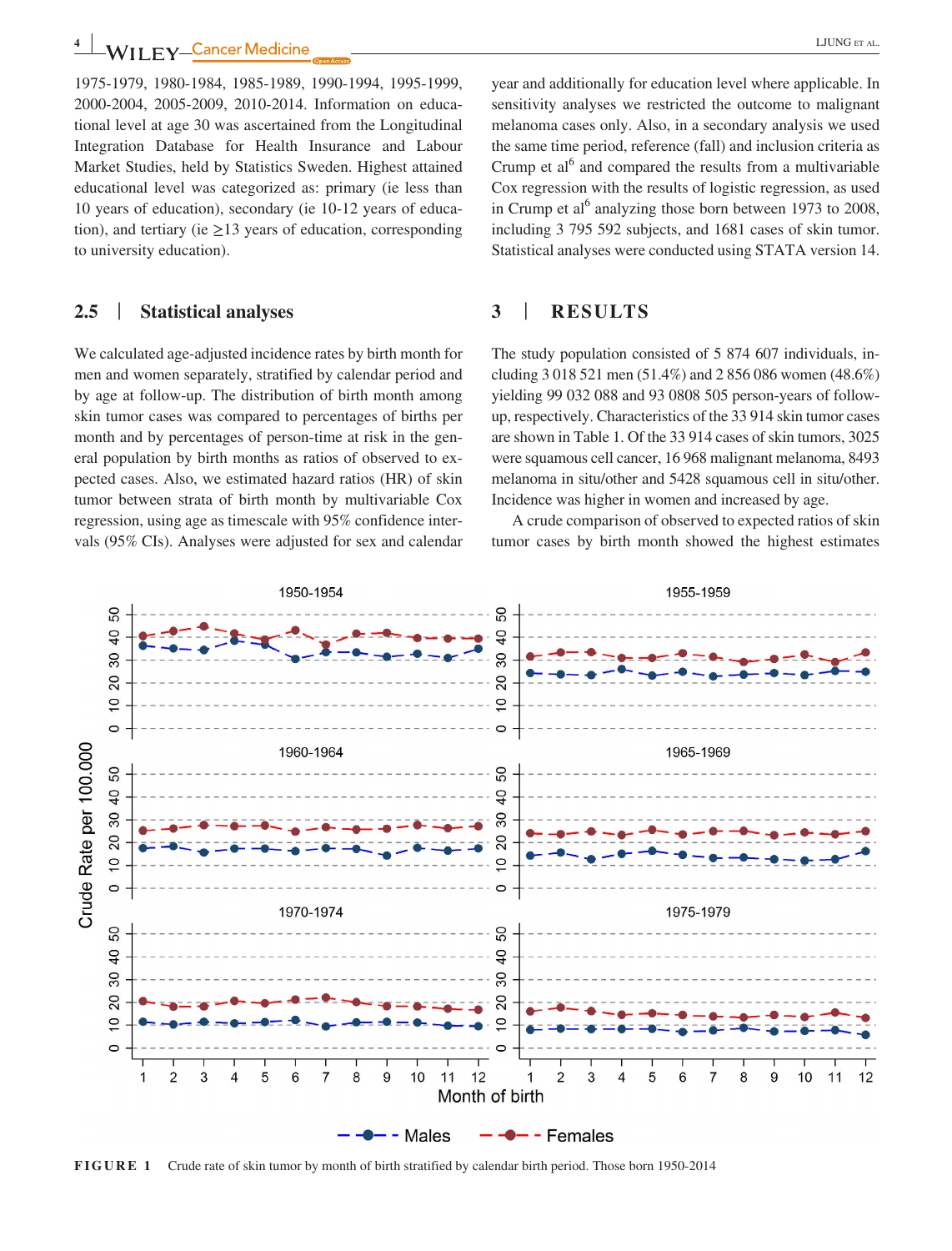1975-1979, 1980-1984, 1985-1989, 1990-1994, 1995-1999, 2000-2004, 2005-2009, 2010-2014. Information on educational level at age 30 was ascertained from the Longitudinal Integration Database for Health Insurance and Labour Market Studies, held by Statistics Sweden. Highest attained educational level was categorized as: primary (ie less than 10 years of education), secondary (ie 10-12 years of education), and tertiary (ie ≥13 years of education, corresponding to university education).

### 2.5 | Statistical analyses

We calculated age-adjusted incidence rates by birth month for men and women separately, stratified by calendar period and by age at follow-up. The distribution of birth month among skin tumor cases was compared to percentages of births per month and by percentages of person-time at risk in the general population by birth months as ratios of observed to expected cases. Also, we estimated hazard ratios (HR) of skin tumor between strata of birth month by multivariable Cox regression, using age as timescale with 95% confidence intervals (95% CIs). Analyses were adjusted for sex and calendar year and additionally for education level where applicable. In sensitivity analyses we restricted the outcome to malignant melanoma cases only. Also, in a secondary analysis we used the same time period, reference (fall) and inclusion criteria as Crump et al[6] and compared the results from a multivariable Cox regression with the results of logistic regression, as used in Crump et al[6] analyzing those born between 1973 to 2008, including 3 795 592 subjects, and 1681 cases of skin tumor. Statistical analyses were conducted using STATA version 14.

## 3 | RESULTS

The study population consisted of 5 874 607 individuals, including 3 018 521 men (51.4%) and 2 856 086 women (48.6%) yielding 99 032 088 and 93 0808 505 person-years of follow-up, respectively. Characteristics of the 33 914 skin tumor cases are shown in Table 1. Of the 33 914 cases of skin tumors, 3025 were squamous cell cancer, 16 968 malignant melanoma, 8493 melanoma in situ/other and 5428 squamous cell in situ/other. Incidence was higher in women and increased by age.

A crude comparison of observed to expected ratios of skin tumor cases by birth month showed the highest estimates

**FIGURE 1** Crude rate of skin tumor by month of birth stratified by calendar birth period. Those born 1950-2014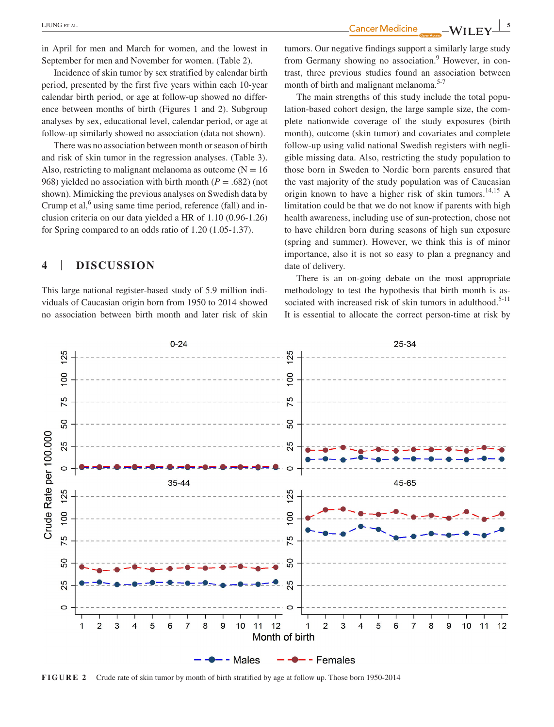in April for men and March for women, and the lowest in September for men and November for women. (Table 2).

Incidence of skin tumor by sex stratified by calendar birth period, presented by the first five years within each 10-year calendar birth period, or age at follow-up showed no difference between months of birth (Figures 1 and 2). Subgroup analyses by sex, educational level, calendar period, or age at follow-up similarly showed no association (data not shown).

There was no association between month or season of birth and risk of skin tumor in the regression analyses. (Table 3). Also, restricting to malignant melanoma as outcome (N = 16 968) yielded no association with birth month ($P = .682$) (not shown). Mimicking the previous analyses on Swedish data by Crump et al,[6] using same time period, reference (fall) and inclusion criteria on our data yielded a HR of 1.10 (0.96-1.26) for Spring compared to an odds ratio of 1.20 (1.05-1.37).

## 4 | DISCUSSION

This large national register-based study of 5.9 million individuals of Caucasian origin born from 1950 to 2014 showed no association between birth month and later risk of skin tumors. Our negative findings support a similarly large study from Germany showing no association.[9] However, in contrast, three previous studies found an association between month of birth and malignant melanoma.[5-7]

The main strengths of this study include the total population-based cohort design, the large sample size, the complete nationwide coverage of the study exposures (birth month), outcome (skin tumor) and covariates and complete follow-up using valid national Swedish registers with negligible missing data. Also, restricting the study population to those born in Sweden to Nordic born parents ensured that the vast majority of the study population was of Caucasian origin known to have a higher risk of skin tumors.[14,15] A limitation could be that we do not know if parents with high health awareness, including use of sun-protection, chose not to have children born during seasons of high sun exposure (spring and summer). However, we think this is of minor importance, also it is not so easy to plan a pregnancy and date of delivery.

There is an on-going debate on the most appropriate methodology to test the hypothesis that birth month is associated with increased risk of skin tumors in adulthood.[5-11] It is essential to allocate the correct person-time at risk by

**FIGURE 2** Crude rate of skin tumor by month of birth stratified by age at follow up. Those born 1950-2014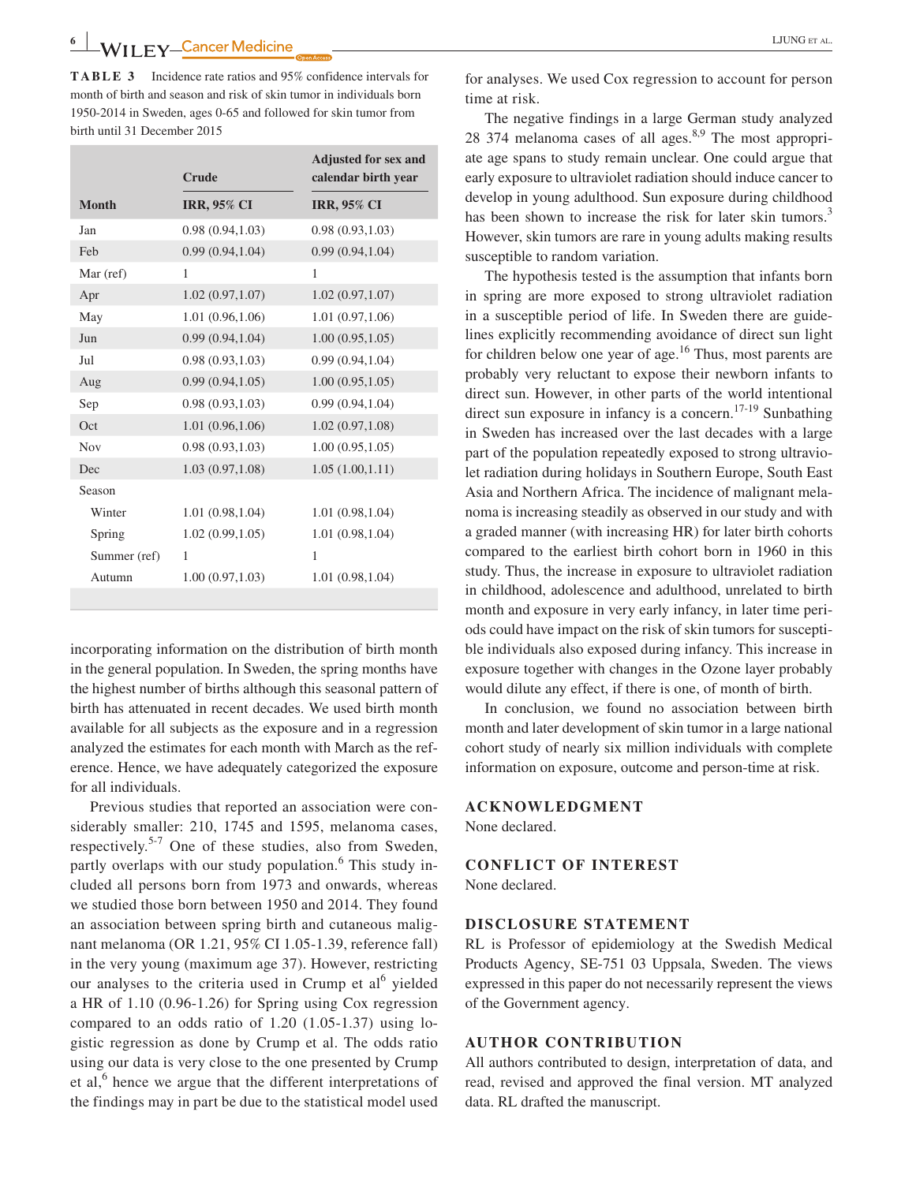**TABLE 3** Incidence rate ratios and 95% confidence intervals for month of birth and season and risk of skin tumor in individuals born 1950-2014 in Sweden, ages 0-65 and followed for skin tumor from birth until 31 December 2015

| | Crude | Adjusted for sex and calendar birth year |
|---|---|---|
| Month | IRR, 95% CI | IRR, 95% CI |
| Jan | 0.98 (0.94,1.03) | 0.98 (0.93,1.03) |
| Feb | 0.99 (0.94,1.04) | 0.99 (0.94,1.04) |
| Mar (ref) | 1 | 1 |
| Apr | 1.02 (0.97,1.07) | 1.02 (0.97,1.07) |
| May | 1.01 (0.96,1.06) | 1.01 (0.97,1.06) |
| Jun | 0.99 (0.94,1.04) | 1.00 (0.95,1.05) |
| Jul | 0.98 (0.93,1.03) | 0.99 (0.94,1.04) |
| Aug | 0.99 (0.94,1.05) | 1.00 (0.95,1.05) |
| Sep | 0.98 (0.93,1.03) | 0.99 (0.94,1.04) |
| Oct | 1.01 (0.96,1.06) | 1.02 (0.97,1.08) |
| Nov | 0.98 (0.93,1.03) | 1.00 (0.95,1.05) |
| Dec | 1.03 (0.97,1.08) | 1.05 (1.00,1.11) |
| Season | | |
| Winter | 1.01 (0.98,1.04) | 1.01 (0.98,1.04) |
| Spring | 1.02 (0.99,1.05) | 1.01 (0.98,1.04) |
| Summer (ref) | 1 | 1 |
| Autumn | 1.00 (0.97,1.03) | 1.01 (0.98,1.04) |

incorporating information on the distribution of birth month in the general population. In Sweden, the spring months have the highest number of births although this seasonal pattern of birth has attenuated in recent decades. We used birth month available for all subjects as the exposure and in a regression analyzed the estimates for each month with March as the reference. Hence, we have adequately categorized the exposure for all individuals.

Previous studies that reported an association were considerably smaller: 210, 1745 and 1595, melanoma cases, respectively.[5-7] One of these studies, also from Sweden, partly overlaps with our study population.[6] This study included all persons born from 1973 and onwards, whereas we studied those born between 1950 and 2014. They found an association between spring birth and cutaneous malignant melanoma (OR 1.21, 95% CI 1.05-1.39, reference fall) in the very young (maximum age 37). However, restricting our analyses to the criteria used in Crump et al[6] yielded a HR of 1.10 (0.96-1.26) for Spring using Cox regression compared to an odds ratio of 1.20 (1.05-1.37) using logistic regression as done by Crump et al. The odds ratio using our data is very close to the one presented by Crump et al,[6] hence we argue that the different interpretations of the findings may in part be due to the statistical model used for analyses. We used Cox regression to account for person time at risk.

The negative findings in a large German study analyzed 28 374 melanoma cases of all ages.[8,9] The most appropriate age spans to study remain unclear. One could argue that early exposure to ultraviolet radiation should induce cancer to develop in young adulthood. Sun exposure during childhood has been shown to increase the risk for later skin tumors.[3] However, skin tumors are rare in young adults making results susceptible to random variation.

The hypothesis tested is the assumption that infants born in spring are more exposed to strong ultraviolet radiation in a susceptible period of life. In Sweden there are guidelines explicitly recommending avoidance of direct sun light for children below one year of age.[16] Thus, most parents are probably very reluctant to expose their newborn infants to direct sun. However, in other parts of the world intentional direct sun exposure in infancy is a concern.[17-19] Sunbathing in Sweden has increased over the last decades with a large part of the population repeatedly exposed to strong ultraviolet radiation during holidays in Southern Europe, South East Asia and Northern Africa. The incidence of malignant melanoma is increasing steadily as observed in our study and with a graded manner (with increasing HR) for later birth cohorts compared to the earliest birth cohort born in 1960 in this study. Thus, the increase in exposure to ultraviolet radiation in childhood, adolescence and adulthood, unrelated to birth month and exposure in very early infancy, in later time periods could have impact on the risk of skin tumors for susceptible individuals also exposed during infancy. This increase in exposure together with changes in the Ozone layer probably would dilute any effect, if there is one, of month of birth.

In conclusion, we found no association between birth month and later development of skin tumor in a large national cohort study of nearly six million individuals with complete information on exposure, outcome and person-time at risk.

## ACKNOWLEDGMENT

None declared.

## CONFLICT OF INTEREST

None declared.

## DISCLOSURE STATEMENT

RL is Professor of epidemiology at the Swedish Medical Products Agency, SE-751 03 Uppsala, Sweden. The views expressed in this paper do not necessarily represent the views of the Government agency.

## AUTHOR CONTRIBUTION

All authors contributed to design, interpretation of data, and read, revised and approved the final version. MT analyzed data. RL drafted the manuscript.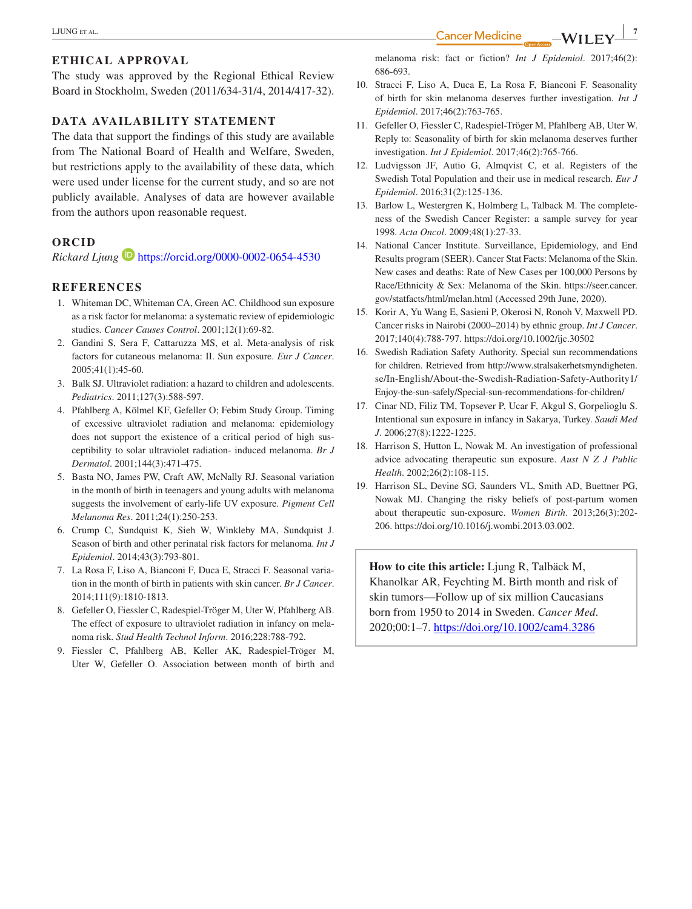## ETHICAL APPROVAL

The study was approved by the Regional Ethical Review Board in Stockholm, Sweden (2011/634-31/4, 2014/417-32).

## DATA AVAILABILITY STATEMENT

The data that support the findings of this study are available from The National Board of Health and Welfare, Sweden, but restrictions apply to the availability of these data, which were used under license for the current study, and so are not publicly available. Analyses of data are however available from the authors upon reasonable request.

## ORCID

*Rickard Ljung* https://orcid.org/0000-0002-0654-4530

## REFERENCES

1. Whiteman DC, Whiteman CA, Green AC. Childhood sun exposure as a risk factor for melanoma: a systematic review of epidemiologic studies. *Cancer Causes Control*. 2001;12(1):69-82.
2. Gandini S, Sera F, Cattaruzza MS, et al. Meta-analysis of risk factors for cutaneous melanoma: II. Sun exposure. *Eur J Cancer*. 2005;41(1):45-60.
3. Balk SJ. Ultraviolet radiation: a hazard to children and adolescents. *Pediatrics*. 2011;127(3):588-597.
4. Pfahlberg A, Kölmel KF, Gefeller O; Febim Study Group. Timing of excessive ultraviolet radiation and melanoma: epidemiology does not support the existence of a critical period of high susceptibility to solar ultraviolet radiation- induced melanoma. *Br J Dermatol*. 2001;144(3):471-475.
5. Basta NO, James PW, Craft AW, McNally RJ. Seasonal variation in the month of birth in teenagers and young adults with melanoma suggests the involvement of early-life UV exposure. *Pigment Cell Melanoma Res*. 2011;24(1):250-253.
6. Crump C, Sundquist K, Sieh W, Winkleby MA, Sundquist J. Season of birth and other perinatal risk factors for melanoma. *Int J Epidemiol*. 2014;43(3):793-801.
7. La Rosa F, Liso A, Bianconi F, Duca E, Stracci F. Seasonal variation in the month of birth in patients with skin cancer. *Br J Cancer*. 2014;111(9):1810-1813.
8. Gefeller O, Fiessler C, Radespiel-Tröger M, Uter W, Pfahlberg AB. The effect of exposure to ultraviolet radiation in infancy on melanoma risk. *Stud Health Technol Inform*. 2016;228:788-792.
9. Fiessler C, Pfahlberg AB, Keller AK, Radespiel-Tröger M, Uter W, Gefeller O. Association between month of birth and melanoma risk: fact or fiction? *Int J Epidemiol*. 2017;46(2):686-693.
10. Stracci F, Liso A, Duca E, La Rosa F, Bianconi F. Seasonality of birth for skin melanoma deserves further investigation. *Int J Epidemiol*. 2017;46(2):763-765.
11. Gefeller O, Fiessler C, Radespiel-Tröger M, Pfahlberg AB, Uter W. Reply to: Seasonality of birth for skin melanoma deserves further investigation. *Int J Epidemiol*. 2017;46(2):765-766.
12. Ludvigsson JF, Autio G, Almqvist C, et al. Registers of the Swedish Total Population and their use in medical research. *Eur J Epidemiol*. 2016;31(2):125-136.
13. Barlow L, Westergren K, Holmberg L, Talback M. The completeness of the Swedish Cancer Register: a sample survey for year 1998. *Acta Oncol*. 2009;48(1):27-33.
14. National Cancer Institute. Surveillance, Epidemiology, and End Results program (SEER). Cancer Stat Facts: Melanoma of the Skin. New cases and deaths: Rate of New Cases per 100,000 Persons by Race/Ethnicity & Sex: Melanoma of the Skin. https://seer.cancer.gov/statfacts/html/melan.html (Accessed 29th June, 2020).
15. Korir A, Yu Wang E, Sasieni P, Okerosi N, Ronoh V, Maxwell PD. Cancer risks in Nairobi (2000–2014) by ethnic group. *Int J Cancer*. 2017;140(4):788-797. https://doi.org/10.1002/ijc.30502
16. Swedish Radiation Safety Authority. Special sun recommendations for children. Retrieved from http://www.stralsakerhetsmyndigheten.se/In-English/About-the-Swedish-Radiation-Safety-Authority1/Enjoy-the-sun-safely/Special-sun-recommendations-for-children/
17. Cinar ND, Filiz TM, Topsever P, Ucar F, Akgul S, Gorpelioglu S. Intentional sun exposure in infancy in Sakarya, Turkey. *Saudi Med J*. 2006;27(8):1222-1225.
18. Harrison S, Hutton L, Nowak M. An investigation of professional advice advocating therapeutic sun exposure. *Aust N Z J Public Health*. 2002;26(2):108-115.
19. Harrison SL, Devine SG, Saunders VL, Smith AD, Buettner PG, Nowak MJ. Changing the risky beliefs of post-partum women about therapeutic sun-exposure. *Women Birth*. 2013;26(3):202-206. https://doi.org/10.1016/j.wombi.2013.03.002.

**How to cite this article:** Ljung R, Talbäck M, Khanolkar AR, Feychting M. Birth month and risk of skin tumors—Follow up of six million Caucasians born from 1950 to 2014 in Sweden. *Cancer Med*. 2020;00:1–7. https://doi.org/10.1002/cam4.3286